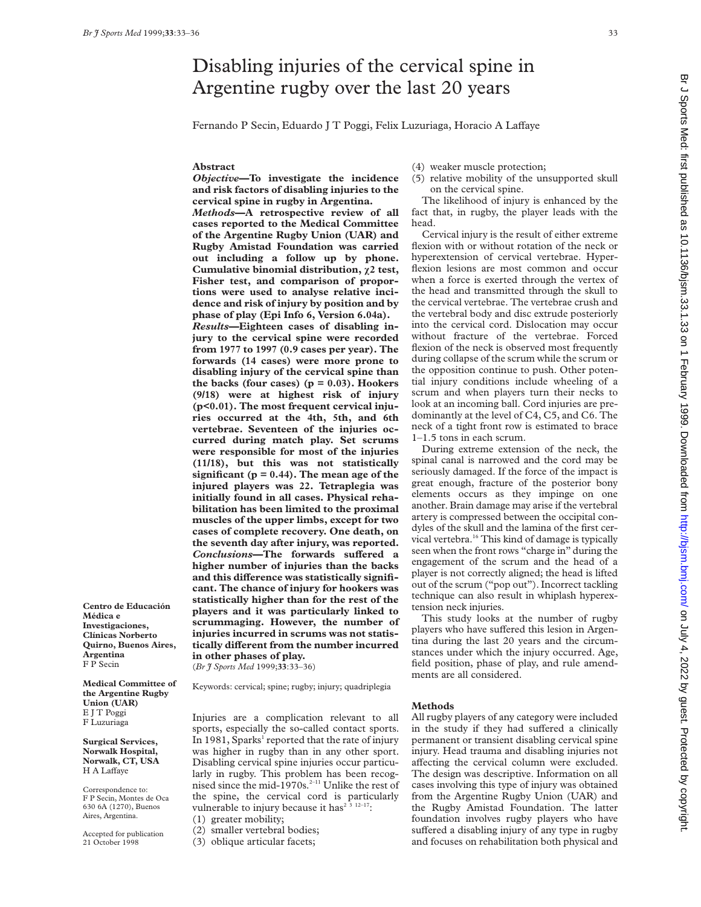# Disabling injuries of the cervical spine in Argentine rugby over the last 20 years

Fernando P Secin, Eduardo J T Poggi, Felix Luzuriaga, Horacio A Laffaye

## Abstract

***Objective*—To investigate the incidence and risk factors of disabling injuries to the cervical spine in rugby in Argentina.**

***Methods*—A retrospective review of all cases reported to the Medical Committee of the Argentine Rugby Union (UAR) and Rugby Amistad Foundation was carried out including a follow up by phone. Cumulative binomial distribution, $\chi 2$ test, Fisher test, and comparison of proportions were used to analyse relative incidence and risk of injury by position and by phase of play (Epi Info 6, Version 6.04a).**

***Results*—Eighteen cases of disabling injury to the cervical spine were recorded from 1977 to 1997 (0.9 cases per year). The forwards (14 cases) were more prone to disabling injury of the cervical spine than the backs (four cases) ($p = 0.03$). Hookers (9/18) were at highest risk of injury ($p<0.01$). The most frequent cervical injuries occurred at the 4th, 5th, and 6th vertebrae. Seventeen of the injuries occurred during match play. Set scrums were responsible for most of the injuries (11/18), but this was not statistically significant ($p = 0.44$). The mean age of the injured players was 22. Tetraplegia was initially found in all cases. Physical rehabilitation has been limited to the proximal muscles of the upper limbs, except for two cases of complete recovery. One death, on the seventh day after injury, was reported.**

***Conclusions*—The forwards suffered a higher number of injuries than the backs and this difference was statistically significant. The chance of injury for hookers was statistically higher than for the rest of the players and it was particularly linked to scrummaging. However, the number of injuries incurred in scrums was not statistically different from the number incurred in other phases of play.**

(*Br J Sports Med* 1999;**33**:33–36)

Keywords: cervical; spine; rugby; injury; quadriplegia

**Centro de Educación Médica e Investigaciones, Clínicas Norberto Quirno, Buenos Aires, Argentina**
F P Secin

**Medical Committee of the Argentine Rugby Union (UAR)**
E J T Poggi
F Luzuriaga

**Surgical Services, Norwalk Hospital, Norwalk, CT, USA**
H A Laffaye

Correspondence to: F P Secin, Montes de Oca 630 6A (1270), Buenos Aires, Argentina.

Accepted for publication 21 October 1998

Injuries are a complication relevant to all sports, especially the so-called contact sports. In 1981, Sparks[1] reported that the rate of injury was higher in rugby than in any other sport. Disabling cervical spine injuries occur particularly in rugby. This problem has been recognised since the mid-1970s.[2–11] Unlike the rest of the spine, the cervical cord is particularly vulnerable to injury because it has[2 3 12–17]:

(1) greater mobility;
(2) smaller vertebral bodies;
(3) oblique articular facets;
(4) weaker muscle protection;
(5) relative mobility of the unsupported skull on the cervical spine.

The likelihood of injury is enhanced by the fact that, in rugby, the player leads with the head.

Cervical injury is the result of either extreme flexion with or without rotation of the neck or hyperextension of cervical vertebrae. Hyperflexion lesions are most common and occur when a force is exerted through the vertex of the head and transmitted through the skull to the cervical vertebrae. The vertebrae crush and the vertebral body and disc extrude posteriorly into the cervical cord. Dislocation may occur without fracture of the vertebrae. Forced flexion of the neck is observed most frequently during collapse of the scrum while the scrum or the opposition continue to push. Other potential injury conditions include wheeling of a scrum and when players turn their necks to look at an incoming ball. Cord injuries are predominantly at the level of C4, C5, and C6. The neck of a tight front row is estimated to brace 1–1.5 tons in each scrum.

During extreme extension of the neck, the spinal canal is narrowed and the cord may be seriously damaged. If the force of the impact is great enough, fracture of the posterior bony elements occurs as they impinge on one another. Brain damage may arise if the vertebral artery is compressed between the occipital condyles of the skull and the lamina of the first cervical vertebra.[16] This kind of damage is typically seen when the front rows "charge in" during the engagement of the scrum and the head of a player is not correctly aligned; the head is lifted out of the scrum ("pop out"). Incorrect tackling technique can also result in whiplash hyperextension neck injuries.

This study looks at the number of rugby players who have suffered this lesion in Argentina during the last 20 years and the circumstances under which the injury occurred. Age, field position, phase of play, and rule amendments are all considered.

## Methods

All rugby players of any category were included in the study if they had suffered a clinically permanent or transient disabling cervical spine injury. Head trauma and disabling injuries not affecting the cervical column were excluded. The design was descriptive. Information on all cases involving this type of injury was obtained from the Argentine Rugby Union (UAR) and the Rugby Amistad Foundation. The latter foundation involves rugby players who have suffered a disabling injury of any type in rugby and focuses on rehabilitation both physical and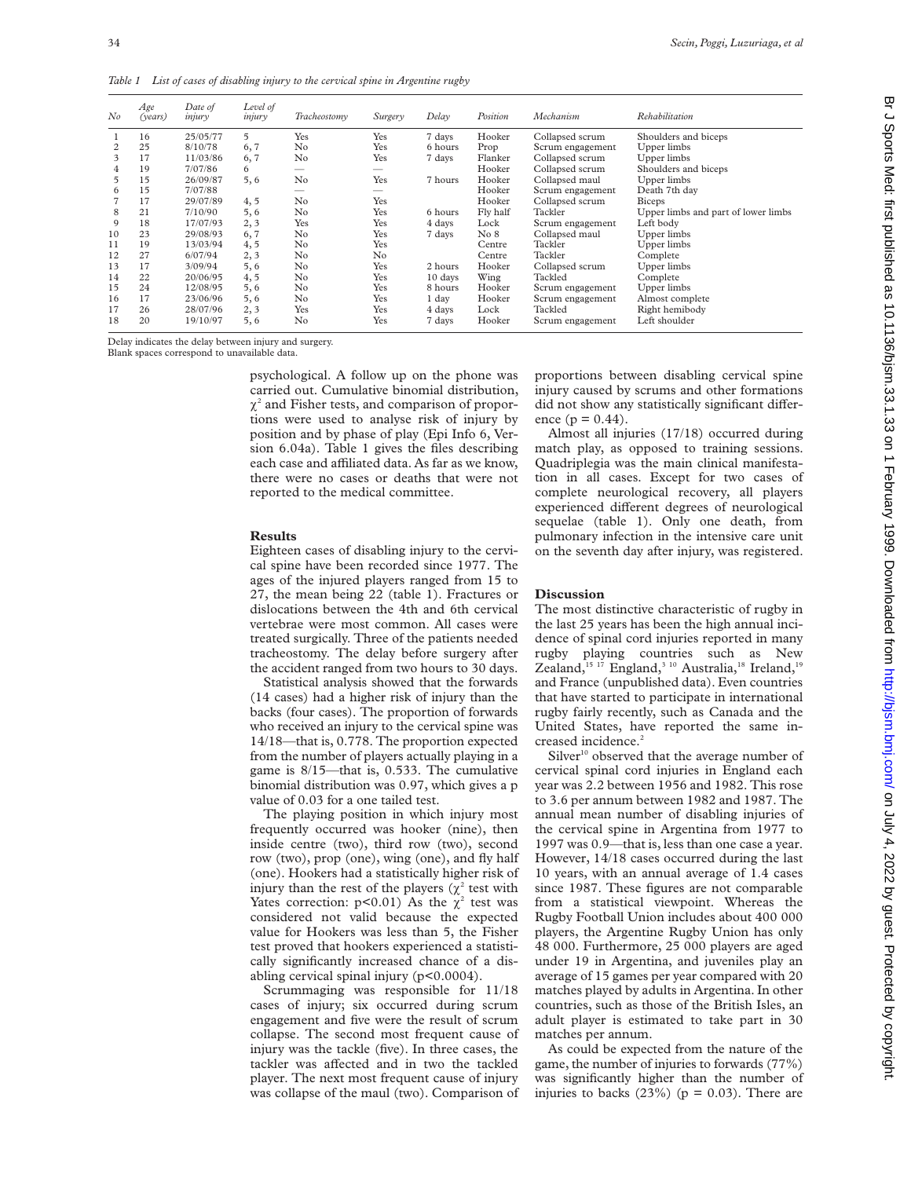*Table 1 List of cases of disabling injury to the cervical spine in Argentine rugby*

| No | Age (years) | Date of injury | Level of injury | Tracheostomy | Surgery | Delay | Position | Mechanism | Rehabilitation |
|---|---|---|---|---|---|---|---|---|---|
| 1 | 16 | 25/05/77 | 5 | Yes | Yes | 7 days | Hooker | Collapsed scrum | Shoulders and biceps |
| 2 | 25 | 8/10/78 | 6, 7 | No | Yes | 6 hours | Prop | Scrum engagement | Upper limbs |
| 3 | 17 | 11/03/86 | 6, 7 | No | Yes | 7 days | Flanker | Collapsed scrum | Upper limbs |
| 4 | 19 | 7/07/86 | 6 | — | — | | Hooker | Collapsed scrum | Shoulders and biceps |
| 5 | 15 | 26/09/87 | 5, 6 | No | Yes | 7 hours | Hooker | Collapsed maul | Upper limbs |
| 6 | 15 | 7/07/88 | | — | — | | Hooker | Scrum engagement | Death 7th day |
| 7 | 17 | 29/07/89 | 4, 5 | No | Yes | | Hooker | Collapsed scrum | Biceps |
| 8 | 21 | 7/10/90 | 5, 6 | No | Yes | 6 hours | Fly half | Tackler | Upper limbs and part of lower limbs |
| 9 | 18 | 17/07/93 | 2, 3 | Yes | Yes | 4 days | Lock | Scrum engagement | Left body |
| 10 | 23 | 29/08/93 | 6, 7 | No | Yes | 7 days | No 8 | Collapsed maul | Upper limbs |
| 11 | 19 | 13/03/94 | 4, 5 | No | Yes | | Centre | Tackler | Upper limbs |
| 12 | 27 | 6/07/94 | 2, 3 | No | No | | Centre | Tackler | Complete |
| 13 | 17 | 3/09/94 | 5, 6 | No | Yes | 2 hours | Hooker | Collapsed scrum | Upper limbs |
| 14 | 22 | 20/06/95 | 4, 5 | No | Yes | 10 days | Wing | Tackled | Complete |
| 15 | 24 | 12/08/95 | 5, 6 | No | Yes | 8 hours | Hooker | Scrum engagement | Upper limbs |
| 16 | 17 | 23/06/96 | 5, 6 | No | Yes | 1 day | Hooker | Scrum engagement | Almost complete |
| 17 | 26 | 28/07/96 | 2, 3 | Yes | Yes | 4 days | Lock | Tackled | Right hemibody |
| 18 | 20 | 19/10/97 | 5, 6 | No | Yes | 7 days | Hooker | Scrum engagement | Left shoulder |

Delay indicates the delay between injury and surgery.
Blank spaces correspond to unavailable data.

psychological. A follow up on the phone was carried out. Cumulative binomial distribution, $\chi^2$ and Fisher tests, and comparison of proportions were used to analyse risk of injury by position and by phase of play (Epi Info 6, Version 6.04a). Table 1 gives the files describing each case and affiliated data. As far as we know, there were no cases or deaths that were not reported to the medical committee.

## Results

Eighteen cases of disabling injury to the cervical spine have been recorded since 1977. The ages of the injured players ranged from 15 to 27, the mean being 22 (table 1). Fractures or dislocations between the 4th and 6th cervical vertebrae were most common. All cases were treated surgically. Three of the patients needed tracheostomy. The delay before surgery after the accident ranged from two hours to 30 days.

Statistical analysis showed that the forwards (14 cases) had a higher risk of injury than the backs (four cases). The proportion of forwards who received an injury to the cervical spine was 14/18—that is, 0.778. The proportion expected from the number of players actually playing in a game is 8/15—that is, 0.533. The cumulative binomial distribution was 0.97, which gives a p value of 0.03 for a one tailed test.

The playing position in which injury most frequently occurred was hooker (nine), then inside centre (two), third row (two), second row (two), prop (one), wing (one), and fly half (one). Hookers had a statistically higher risk of injury than the rest of the players ($\chi^2$ test with Yates correction: $p<0.01$) As the $\chi^2$ test was considered not valid because the expected value for Hookers was less than 5, the Fisher test proved that hookers experienced a statistically significant increased chance of a disabling cervical spinal injury ($p<0.0004$).

Scrummaging was responsible for 11/18 cases of injury; six occurred during scrum engagement and five were the result of scrum collapse. The second most frequent cause of injury was the tackle (five). In three cases, the tackler was affected and in two the tackled player. The next most frequent cause of injury was collapse of the maul (two). Comparison of proportions between disabling cervical spine injury caused by scrums and other formations did not show any statistically significant difference ($p = 0.44$).

Almost all injuries (17/18) occurred during match play, as opposed to training sessions. Quadriplegia was the main clinical manifestation in all cases. Except for two cases of complete neurological recovery, all players experienced different degrees of neurological sequelae (table 1). Only one death, from pulmonary infection in the intensive care unit on the seventh day after injury, was registered.

## Discussion

The most distinctive characteristic of rugby in the last 25 years has been the high annual incidence of spinal cord injuries reported in many rugby playing countries such as New Zealand,[15 17] England,[3 10] Australia,[18] Ireland,[19] and France (unpublished data). Even countries that have started to participate in international rugby fairly recently, such as Canada and the United States, have reported the same increased incidence.[2]

Silver[10] observed that the average number of cervical spinal cord injuries in England each year was 2.2 between 1956 and 1982. This rose to 3.6 per annum between 1982 and 1987. The annual mean number of disabling injuries of the cervical spine in Argentina from 1977 to 1997 was 0.9—that is, less than one case a year. However, 14/18 cases occurred during the last 10 years, with an annual average of 1.4 cases since 1987. These figures are not comparable from a statistical viewpoint. Whereas the Rugby Football Union includes about 400 000 players, the Argentine Rugby Union has only 48 000. Furthermore, 25 000 players are aged under 19 in Argentina, and juveniles play an average of 15 games per year compared with 20 matches played by adults in Argentina. In other countries, such as those of the British Isles, an adult player is estimated to take part in 30 matches per annum.

As could be expected from the nature of the game, the number of injuries to forwards (77%) was significantly higher than the number of injuries to backs (23%) ($p = 0.03$). There are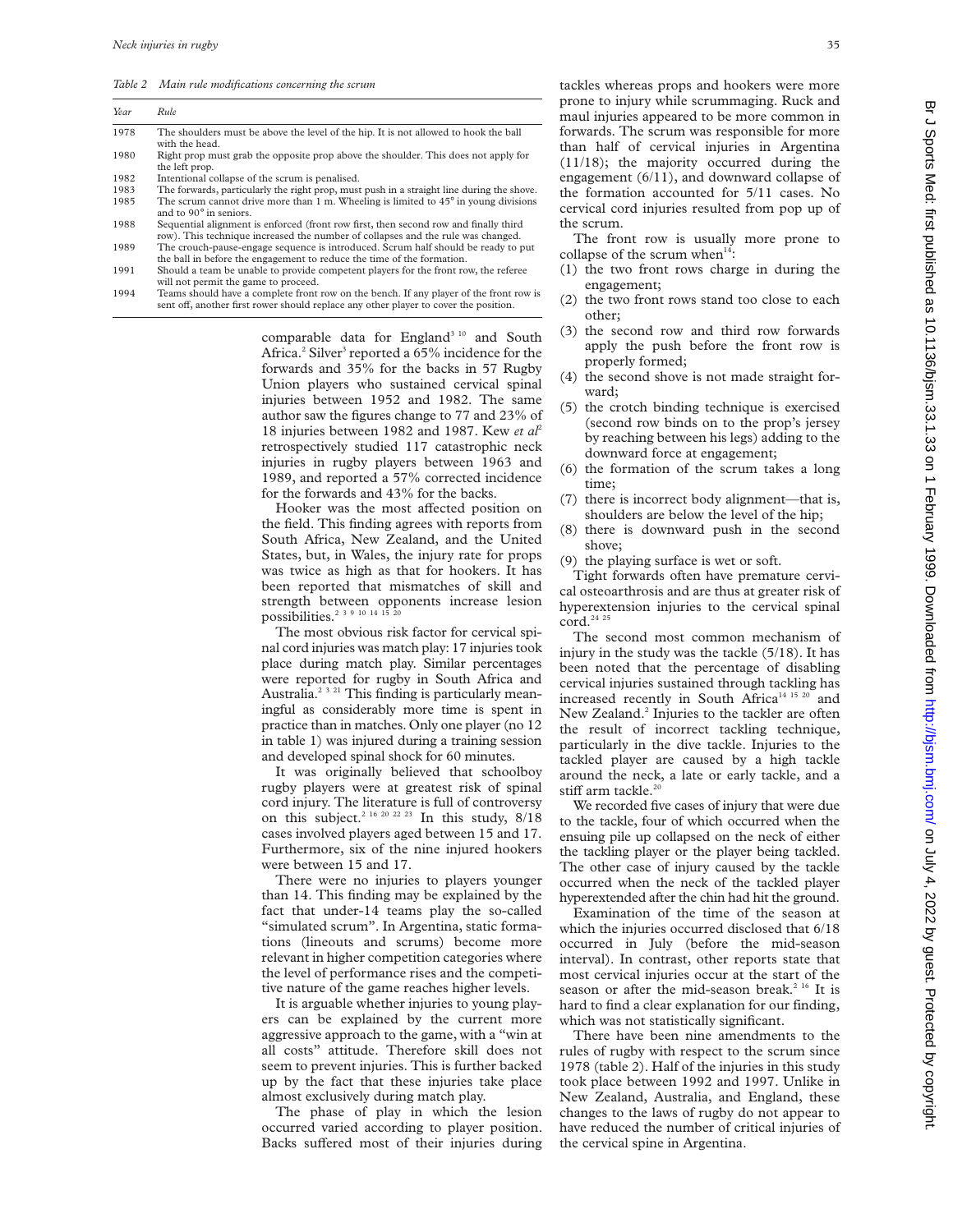*Table 2 Main rule modifications concerning the scrum*

| Year | Rule |
|---|---|
| 1978 | The shoulders must be above the level of the hip. It is not allowed to hook the ball with the head. |
| 1980 | Right prop must grab the opposite prop above the shoulder. This does not apply for the left prop. |
| 1982 | Intentional collapse of the scrum is penalised. |
| 1983 | The forwards, particularly the right prop, must push in a straight line during the shove. |
| 1985 | The scrum cannot drive more than 1 m. Wheeling is limited to 45° in young divisions and to 90° in seniors. |
| 1988 | Sequential alignment is enforced (front row first, then second row and finally third row). This technique increased the number of collapses and the rule was changed. |
| 1989 | The crouch-pause-engage sequence is introduced. Scrum half should be ready to put the ball in before the engagement to reduce the time of the formation. |
| 1991 | Should a team be unable to provide competent players for the front row, the referee will not permit the game to proceed. |
| 1994 | Teams should have a complete front row on the bench. If any player of the front row is sent off, another first rower should replace any other player to cover the position. |

comparable data for England[3 10] and South Africa.[2] Silver[3] reported a 65% incidence for the forwards and 35% for the backs in 57 Rugby Union players who sustained cervical spinal injuries between 1952 and 1982. The same author saw the figures change to 77 and 23% of 18 injuries between 1982 and 1987. Kew *et al*[2] retrospectively studied 117 catastrophic neck injuries in rugby players between 1963 and 1989, and reported a 57% corrected incidence for the forwards and 43% for the backs.

Hooker was the most affected position on the field. This finding agrees with reports from South Africa, New Zealand, and the United States, but, in Wales, the injury rate for props was twice as high as that for hookers. It has been reported that mismatches of skill and strength between opponents increase lesion possibilities.[2 3 9 10 14 15 20]

The most obvious risk factor for cervical spinal cord injuries was match play: 17 injuries took place during match play. Similar percentages were reported for rugby in South Africa and Australia.[2 3 21] This finding is particularly meaningful as considerably more time is spent in practice than in matches. Only one player (no 12 in table 1) was injured during a training session and developed spinal shock for 60 minutes.

It was originally believed that schoolboy rugby players were at greatest risk of spinal cord injury. The literature is full of controversy on this subject.[2 16 20 22 23] In this study, 8/18 cases involved players aged between 15 and 17. Furthermore, six of the nine injured hookers were between 15 and 17.

There were no injuries to players younger than 14. This finding may be explained by the fact that under-14 teams play the so-called "simulated scrum". In Argentina, static formations (lineouts and scrums) become more relevant in higher competition categories where the level of performance rises and the competitive nature of the game reaches higher levels.

It is arguable whether injuries to young players can be explained by the current more aggressive approach to the game, with a "win at all costs" attitude. Therefore skill does not seem to prevent injuries. This is further backed up by the fact that these injuries take place almost exclusively during match play.

The phase of play in which the lesion occurred varied according to player position. Backs suffered most of their injuries during tackles whereas props and hookers were more prone to injury while scrummaging. Ruck and maul injuries appeared to be more common in forwards. The scrum was responsible for more than half of cervical injuries in Argentina (11/18); the majority occurred during the engagement (6/11), and downward collapse of the formation accounted for 5/11 cases. No cervical cord injuries resulted from pop up of the scrum.

The front row is usually more prone to collapse of the scrum when[14]:

(1) the two front rows charge in during the engagement;
(2) the two front rows stand too close to each other;
(3) the second row and third row forwards apply the push before the front row is properly formed;
(4) the second shove is not made straight forward;
(5) the crotch binding technique is exercised (second row binds on to the prop's jersey by reaching between his legs) adding to the downward force at engagement;
(6) the formation of the scrum takes a long time;
(7) there is incorrect body alignment—that is, shoulders are below the level of the hip;
(8) there is downward push in the second shove;
(9) the playing surface is wet or soft.

Tight forwards often have premature cervical osteoarthrosis and are thus at greater risk of hyperextension injuries to the cervical spinal cord.[24 25]

The second most common mechanism of injury in the study was the tackle (5/18). It has been noted that the percentage of disabling cervical injuries sustained through tackling has increased recently in South Africa[14 15 20] and New Zealand.[2] Injuries to the tackler are often the result of incorrect tackling technique, particularly in the dive tackle. Injuries to the tackled player are caused by a high tackle around the neck, a late or early tackle, and a stiff arm tackle.[20]

We recorded five cases of injury that were due to the tackle, four of which occurred when the ensuing pile up collapsed on the neck of either the tackling player or the player being tackled. The other case of injury caused by the tackle occurred when the neck of the tackled player hyperextended after the chin had hit the ground.

Examination of the time of the season at which the injuries occurred disclosed that 6/18 occurred in July (before the mid-season interval). In contrast, other reports state that most cervical injuries occur at the start of the season or after the mid-season break.[2 16] It is hard to find a clear explanation for our finding, which was not statistically significant.

There have been nine amendments to the rules of rugby with respect to the scrum since 1978 (table 2). Half of the injuries in this study took place between 1992 and 1997. Unlike in New Zealand, Australia, and England, these changes to the laws of rugby do not appear to have reduced the number of critical injuries of the cervical spine in Argentina.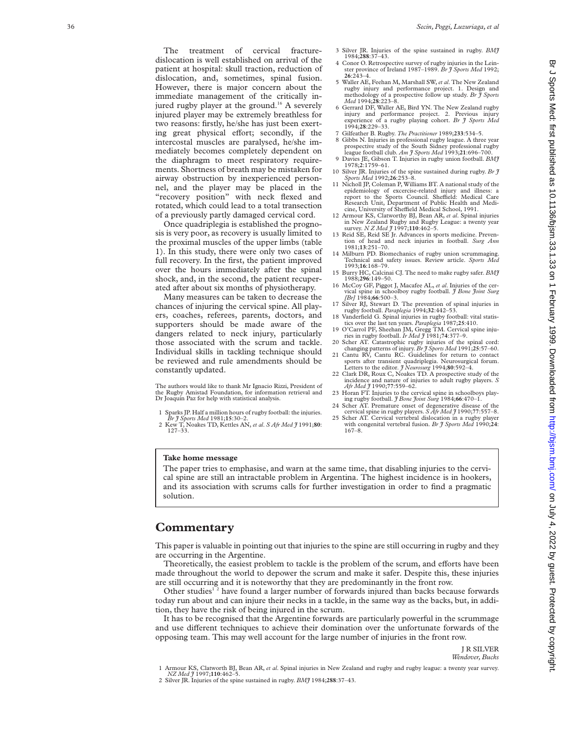The treatment of cervical fracture-dislocation is well established on arrival of the patient at hospital: skull traction, reduction of dislocation, and, sometimes, spinal fusion. However, there is major concern about the immediate management of the critically injured rugby player at the ground.[16] A severely injured player may be extremely breathless for two reasons: firstly, he/she has just been exerting great physical effort; secondly, if the intercostal muscles are paralysed, he/she immediately becomes completely dependent on the diaphragm to meet respiratory requirements. Shortness of breath may be mistaken for airway obstruction by inexperienced personnel, and the player may be placed in the "recovery position" with neck flexed and rotated, which could lead to a total transection of a previously partly damaged cervical cord.

Once quadriplegia is established the prognosis is very poor, as recovery is usually limited to the proximal muscles of the upper limbs (table 1). In this study, there were only two cases of full recovery. In the first, the patient improved over the hours immediately after the spinal shock, and, in the second, the patient recuperated after about six months of physiotherapy.

Many measures can be taken to decrease the chances of injuring the cervical spine. All players, coaches, referees, parents, doctors, and supporters should be made aware of the dangers related to neck injury, particularly those associated with the scrum and tackle. Individual skills in tackling technique should be reviewed and rule amendments should be constantly updated.

The authors would like to thank Mr Ignacio Rizzi, President of the Rugby Amistad Foundation, for information retrieval and Dr Joaquin Paz for help with statistical analysis.

1 Sparks JP. Half a million hours of rugby football: the injuries. *Br J Sports Med* 1981;**15**:30–2.
2 Kew T, Noakes TD, Kettles AN, *et al*. *S Afr Med J* 1991;**80**: 127–33.
3 Silver JR. Injuries of the spine sustained in rugby. *BMJ* 1984;**288**:37–43.
4 Conor O. Retrospective survey of rugby injuries in the Leinster province of Ireland 1987–1989. *Br J Sports Med* 1992; **26**:243–4.
5 Waller AE, Feehan M, Marshall SW, *et al*. The New Zealand rugby injury and performance project. 1. Design and methodology of a prospective follow up study. *Br J Sports Med* 1994;**28**:223–8.
6 Gerrard DF, Waller AE, Bird YN. The New Zealand rugby injury and performance project. 2. Previous injury experience of a rugby playing cohort. *Br J Sports Med* 1994;**28**:229–33.
7 Gilfeather B. Rugby. *The Practitioner* 1989;**233**:534–5.
8 Gibbs N. Injuries in professional rugby league. A three year prospective study of the South Sidney professional rugby league football club. *Am J Sports Med* 1993;**21**:696–700.
9 Davies JE, Gibson T. Injuries in rugby union football. *BMJ* 1978;**2**:1759–61.
10 Silver JR. Injuries of the spine sustained during rugby. *Br J Sports Med* 1992;**26**:253–8.
11 Nicholl JP, Coleman P, Williams BT. A national study of the epidemiology of excercise-related injury and illness: a report to the Sports Council. Sheffield: Medical Care Research Unit, Department of Public Health and Medicine, University of Sheffield Medical School, 1991.
12 Armour KS, Clatworthy BJ, Bean AR, *et al*. Spinal injuries in New Zealand Rugby and Rugby League: a twenty year survey. *N Z Med J* 1997;**110**:462–5.
13 Reid SE, Reid SE Jr. Advances in sports medicine. Prevention of head and neck injuries in football. *Surg Ann* 1981;**13**:251–70.
14 Milburn PD. Biomechanics of rugby union scrummaging. Technical and safety issues. Review article. *Sports Med* 1993;**16**:168–79.
15 Burry HC, Calcinai CJ. The need to make rugby safer. *BMJ* 1988;**296**:149–50.
16 McCoy GF, Piggot J, Macafee AL, *et al*. Injuries of the cervical spine in schoolboy rugby football. *J Bone Joint Surg [Br]* 1984;**66**:500–3.
17 Silver RJ, Stewart D. The prevention of spinal injuries in rugby football. *Paraplegia* 1994;**32**:442–53.
18 Vanderfield G. Spinal injuries in rugby football: vital statistics over the last ten years. *Paraplegia* 1987;**25**:410.
19 O'Carrol PF, Sheehan JM, Gregg TM. Cervical spine injuries in rugby football. *Ir Med J* 1981;**74**:377–9.
20 Scher AT. Catastrophic rugby injuries of the spinal cord: changing patterns of injury. *Br J Sports Med* 1991;**25**:57–60.
21 Cantu RV, Cantu RC. Guidelines for return to contact sports after transient quadriplegia. Neurosurgical forum. Letters to the editor. *J Neurosurg* 1994;**80**:592–4.
22 Clark DR, Roux C, Noakes TD. A prospective study of the incidence and nature of injuries to adult rugby players. *S Afr Med J* 1990;**77**:559–62.
23 Horan FT. Injuries to the cervical spine in schoolboys playing rugby football. *J Bone Joint Surg* 1984;**66**:470–1.
24 Scher AT. Premature onset of degenerative disease of the cervical spine in rugby players. *S Afr Med J* 1990;**77**:557–8.
25 Scher AT. Cervical vertebral dislocation in a rugby player with congenital vertebral fusion. *Br J Sports Med* 1990;**24**: 167–8.

**Take home message**

The paper tries to emphasise, and warn at the same time, that disabling injuries to the cervical spine are still an intractable problem in Argentina. The highest incidence is in hookers, and its association with scrums calls for further investigation in order to find a pragmatic solution.

## Commentary

This paper is valuable in pointing out that injuries to the spine are still occurring in rugby and they are occurring in the Argentine.

Theoretically, the easiest problem to tackle is the problem of the scrum, and efforts have been made throughout the world to depower the scrum and make it safer. Despite this, these injuries are still occurring and it is noteworthy that they are predominantly in the front row.

Other studies[1,2] have found a larger number of forwards injured than backs because forwards today run about and can injure their necks in a tackle, in the same way as the backs, but, in addition, they have the risk of being injured in the scrum.

It has to be recognised that the Argentine forwards are particularly powerful in the scrummage and use different techniques to achieve their domination over the unfortunate forwards of the opposing team. This may well account for the large number of injuries in the front row.

J R SILVER
*Wendover, Bucks*

1 Armour KS, Clatworth BJ, Bean AR, *et al*. Spinal injuries in New Zealand and rugby and rugby league: a twenty year survey. *NZ Med J* 1997;**110**:462–5.
2 Silver JR. Injuries of the spine sustained in rugby. *BMJ* 1984;**288**:37–43.